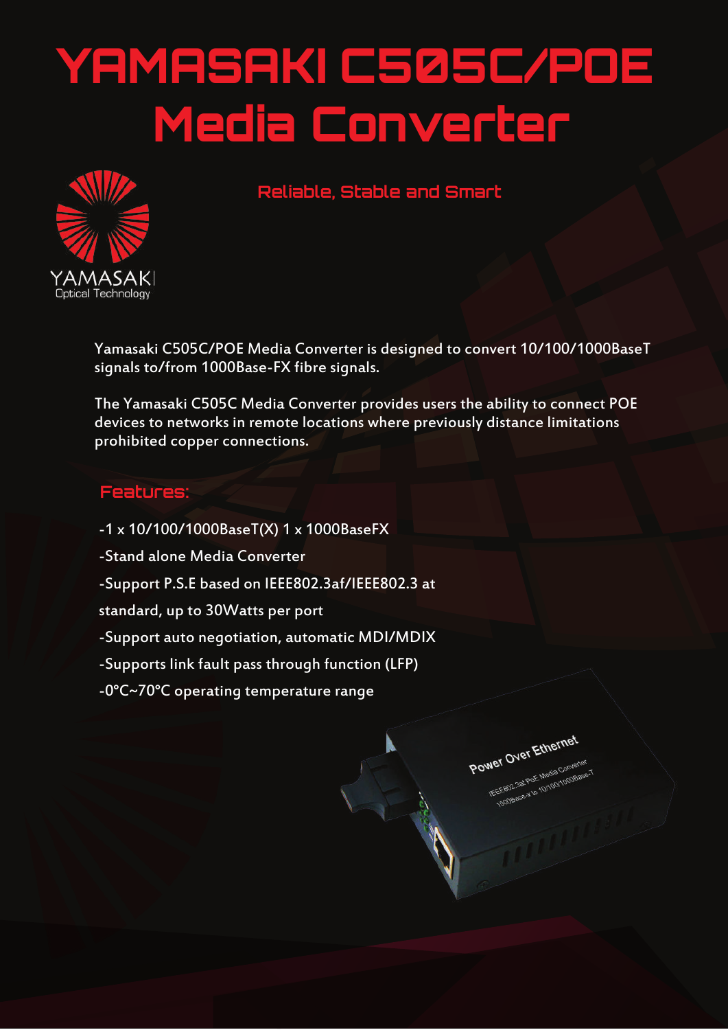# YAMASAKI C505C/POE Media Converter

YAMASAKI
Optical Technology

## Reliable, Stable and Smart

Yamasaki C505C/POE Media Converter is designed to convert 10/100/1000BaseT signals to/from 1000Base-FX fibre signals.

The Yamasaki C505C Media Converter provides users the ability to connect POE devices to networks in remote locations where previously distance limitations prohibited copper connections.

## Features:

-1 x 10/100/1000BaseT(X) 1 x 1000BaseFX

-Stand alone Media Converter

-Support P.S.E based on IEEE802.3af/IEEE802.3 at standard, up to 30Watts per port

-Support auto negotiation, automatic MDI/MDIX

-Supports link fault pass through function (LFP)

-0°C~70°C operating temperature range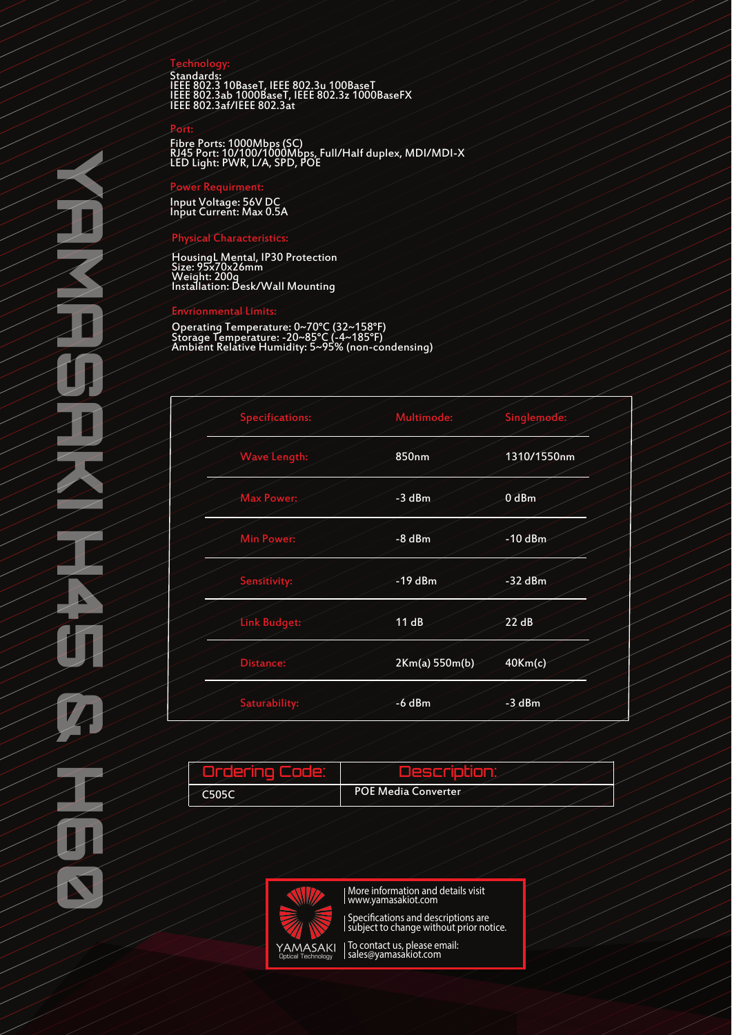YAMASAKI H45 & H60

## Technology:

Standards:
IEEE 802.3 10BaseT, IEEE 802.3u 100BaseT
IEEE 802.3ab 1000BaseT, IEEE 802.3z 1000BaseFX
IEEE 802.3af/IEEE 802.3at

## Port:

Fibre Ports: 1000Mbps (SC)
RJ45 Port: 10/100/1000Mbps, Full/Half duplex, MDI/MDI-X
LED Light: PWR, L/A, SPD, POE

## Power Requirment:

Input Voltage: 56V DC
Input Current: Max 0.5A

## Physical Characteristics:

HousingL Mental, IP30 Protection
Size: 95x70x26mm
Weight: 200g
Installation: Desk/Wall Mounting

## Envrionmental Limits:

Operating Temperature: 0~70°C (32~158°F)
Storage Temperature: -20~85°C (-4~185°F)
Ambient Relative Humidity: 5~95% (non-condensing)

| Specifications: | Multimode: | Singlemode: |
|---|---|---|
| Wave Length: | 850nm | 1310/1550nm |
| Max Power: | -3 dBm | 0 dBm |
| Min Power: | -8 dBm | -10 dBm |
| Sensitivity: | -19 dBm | -32 dBm |
| Link Budget: | 11 dB | 22 dB |
| Distance: | 2Km(a) 550m(b) | 40Km(c) |
| Saturability: | -6 dBm | -3 dBm |

| Ordering Code: | Description: |
|---|---|
| C505C | POE Media Converter |

YAMASAKI
Optical Technology

More information and details visit
www.yamasakiot.com

Specifications and descriptions are subject to change without prior notice.

To contact us, please email:
sales@yamasakiot.com